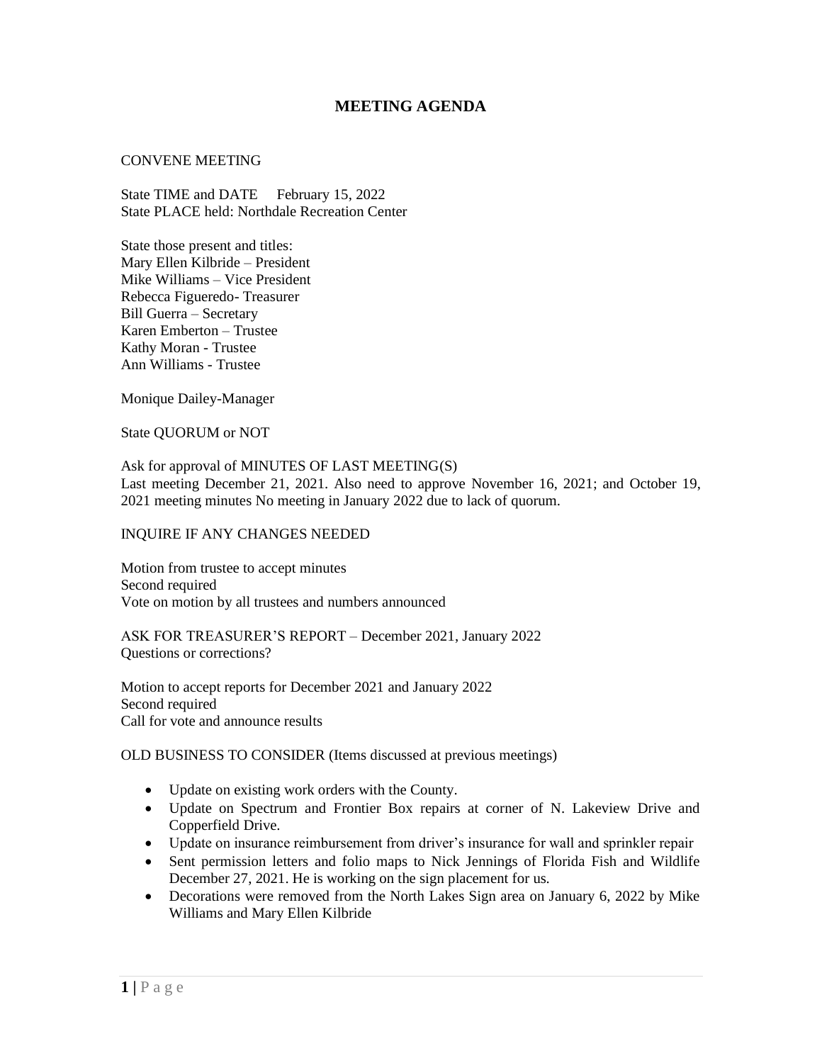# MEETING AGENDA

CONVENE MEETING

State TIME and DATE February 15, 2022
State PLACE held: Northdale Recreation Center

State those present and titles:
Mary Ellen Kilbride – President
Mike Williams – Vice President
Rebecca Figueredo- Treasurer
Bill Guerra – Secretary
Karen Emberton – Trustee
Kathy Moran - Trustee
Ann Williams - Trustee

Monique Dailey-Manager

State QUORUM or NOT

Ask for approval of MINUTES OF LAST MEETING(S)
Last meeting December 21, 2021. Also need to approve November 16, 2021; and October 19, 2021 meeting minutes No meeting in January 2022 due to lack of quorum.

INQUIRE IF ANY CHANGES NEEDED

Motion from trustee to accept minutes
Second required
Vote on motion by all trustees and numbers announced

ASK FOR TREASURER'S REPORT – December 2021, January 2022
Questions or corrections?

Motion to accept reports for December 2021 and January 2022
Second required
Call for vote and announce results

OLD BUSINESS TO CONSIDER (Items discussed at previous meetings)

- Update on existing work orders with the County.
- Update on Spectrum and Frontier Box repairs at corner of N. Lakeview Drive and Copperfield Drive.
- Update on insurance reimbursement from driver's insurance for wall and sprinkler repair
- Sent permission letters and folio maps to Nick Jennings of Florida Fish and Wildlife December 27, 2021. He is working on the sign placement for us.
- Decorations were removed from the North Lakes Sign area on January 6, 2022 by Mike Williams and Mary Ellen Kilbride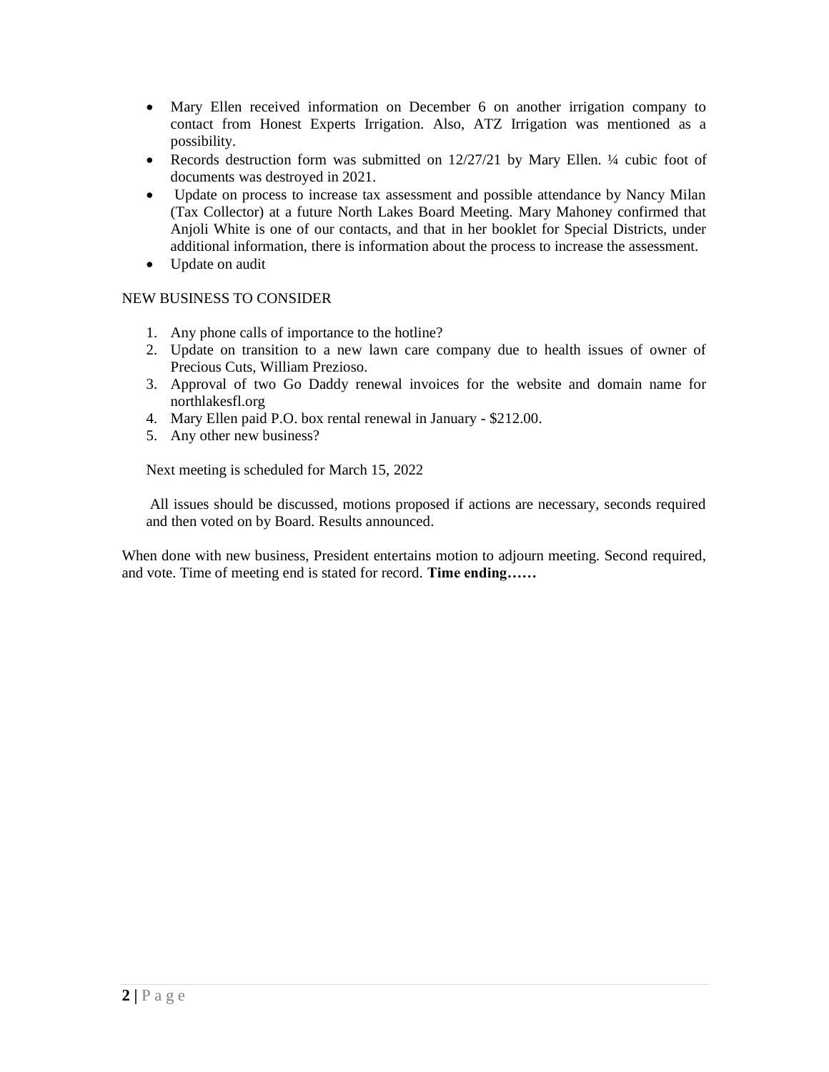- Mary Ellen received information on December 6 on another irrigation company to contact from Honest Experts Irrigation. Also, ATZ Irrigation was mentioned as a possibility.
- Records destruction form was submitted on 12/27/21 by Mary Ellen. ¼ cubic foot of documents was destroyed in 2021.
- Update on process to increase tax assessment and possible attendance by Nancy Milan (Tax Collector) at a future North Lakes Board Meeting. Mary Mahoney confirmed that Anjoli White is one of our contacts, and that in her booklet for Special Districts, under additional information, there is information about the process to increase the assessment.
- Update on audit

NEW BUSINESS TO CONSIDER

1. Any phone calls of importance to the hotline?
2. Update on transition to a new lawn care company due to health issues of owner of Precious Cuts, William Prezioso.
3. Approval of two Go Daddy renewal invoices for the website and domain name for northlakesfl.org
4. Mary Ellen paid P.O. box rental renewal in January - $212.00.
5. Any other new business?

Next meeting is scheduled for March 15, 2022

All issues should be discussed, motions proposed if actions are necessary, seconds required and then voted on by Board. Results announced.

When done with new business, President entertains motion to adjourn meeting. Second required, and vote. Time of meeting end is stated for record. **Time ending……**